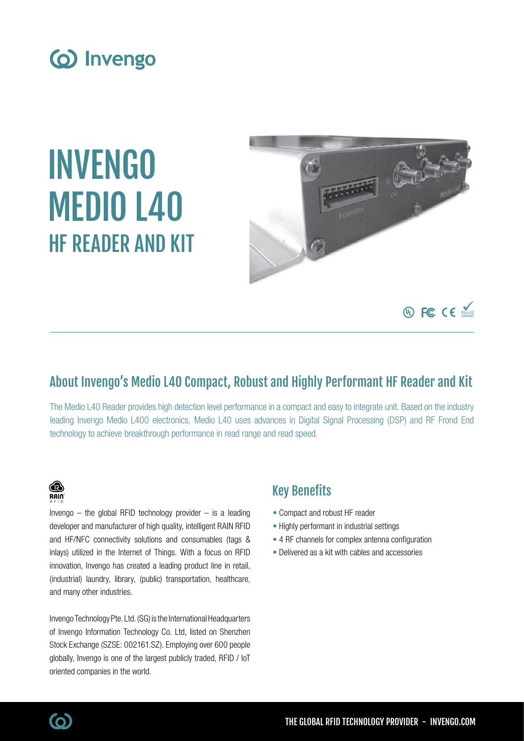# INVENGO MEDIO L40 HF READER AND KIT

## About Invengo's Medio L40 Compact, Robust and Highly Performant HF Reader and Kit

The Medio L40 Reader provides high detection level performance in a compact and easy to integrate unit. Based on the industry leading Invengo Medio L400 electronics, Medio L40 uses advances in Digital Signal Processing (DSP) and RF Frond End technology to achieve breakthrough performance in read range and read speed.

Invengo – the global RFID technology provider – is a leading developer and manufacturer of high quality, intelligent RAIN RFID and HF/NFC connectivity solutions and consumables (tags & inlays) utilized in the Internet of Things. With a focus on RFID innovation, Invengo has created a leading product line in retail, (industrial) laundry, library, (public) transportation, healthcare, and many other industries.

Invengo Technology Pte. Ltd. (SG) is the International Headquarters of Invengo Information Technology Co. Ltd, listed on Shenzhen Stock Exchange (SZSE: 002161.SZ). Employing over 600 people globally, Invengo is one of the largest publicly traded, RFID / IoT oriented companies in the world.

## Key Benefits

- Compact and robust HF reader
- Highly performant in industrial settings
- 4 RF channels for complex antenna configuration
- Delivered as a kit with cables and accessories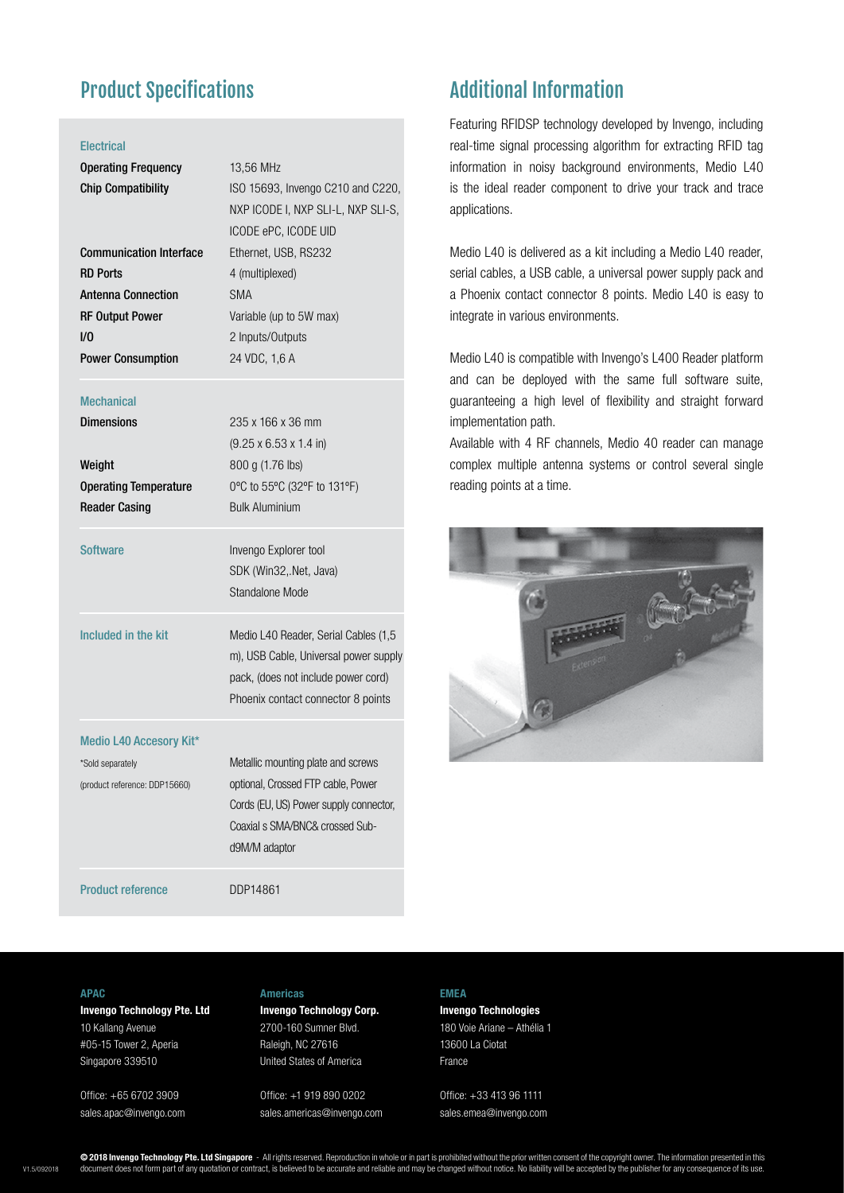## Product Specifications

| | |
|---|---|
| **Electrical** | |
| **Operating Frequency** | 13,56 MHz |
| **Chip Compatibility** | ISO 15693, Invengo C210 and C220, NXP ICODE I, NXP SLI-L, NXP SLI-S, ICODE ePC, ICODE UID |
| **Communication Interface** | Ethernet, USB, RS232 |
| **RD Ports** | 4 (multiplexed) |
| **Antenna Connection** | SMA |
| **RF Output Power** | Variable (up to 5W max) |
| **I/O** | 2 Inputs/Outputs |
| **Power Consumption** | 24 VDC, 1,6 A |
| **Mechanical** | |
| **Dimensions** | 235 x 166 x 36 mm (9.25 x 6.53 x 1.4 in) |
| **Weight** | 800 g (1.76 lbs) |
| **Operating Temperature** | 0°C to 55°C (32°F to 131°F) |
| **Reader Casing** | Bulk Aluminium |
| **Software** | Invengo Explorer tool<br>SDK (Win32,.Net, Java)<br>Standalone Mode |
| **Included in the kit** | Medio L40 Reader, Serial Cables (1,5 m), USB Cable, Universal power supply pack, (does not include power cord) Phoenix contact connector 8 points |
| **Medio L40 Accesory Kit***<br>*Sold separately<br>(product reference: DDP15660) | Metallic mounting plate and screws optional, Crossed FTP cable, Power Cords (EU, US) Power supply connector, Coaxial s SMA/BNC& crossed Sub-d9M/M adaptor |
| **Product reference** | DDP14861 |

## Additional Information

Featuring RFIDSP technology developed by Invengo, including real-time signal processing algorithm for extracting RFID tag information in noisy background environments, Medio L40 is the ideal reader component to drive your track and trace applications.

Medio L40 is delivered as a kit including a Medio L40 reader, serial cables, a USB cable, a universal power supply pack and a Phoenix contact connector 8 points. Medio L40 is easy to integrate in various environments.

Medio L40 is compatible with Invengo's L400 Reader platform and can be deployed with the same full software suite, guaranteeing a high level of flexibility and straight forward implementation path.

Available with 4 RF channels, Medio 40 reader can manage complex multiple antenna systems or control several single reading points at a time.

**APAC**
**Invengo Technology Pte. Ltd**
10 Kallang Avenue
#05-15 Tower 2, Aperia
Singapore 339510

Office: +65 6702 3909
sales.apac@invengo.com

**Americas**
**Invengo Technology Corp.**
2700-160 Sumner Blvd.
Raleigh, NC 27616
United States of America

Office: +1 919 890 0202
sales.americas@invengo.com

**EMEA**
**Invengo Technologies**
180 Voie Ariane – Athélia 1
13600 La Ciotat
France

Office: +33 413 96 1111
sales.emea@invengo.com

**© 2018 Invengo Technology Pte. Ltd Singapore** - All rights reserved. Reproduction in whole or in part is prohibited without the prior written consent of the copyright owner. The information presented in this document does not form part of any quotation or contract, is believed to be accurate and reliable and may be changed without notice. No liability will be accepted by the publisher for any consequence of its use.

V1.5/092018